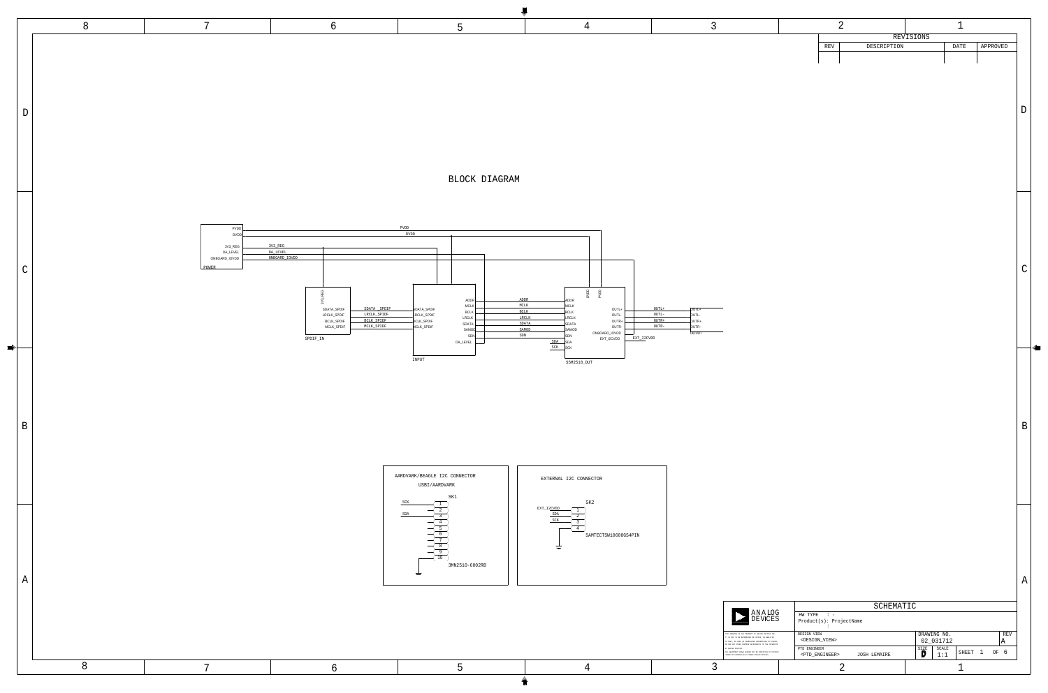# BLOCK DIAGRAM

**POWER**
- PVDD
- DVDD
- 3V3_REG
- DA_LEVEL
- ONBOARD_IOVDD

**SPDIF_IN**
- 3V3_REG
- SDATA_SPDIF
- LRCLK_SPDIF
- BCLK_SPDIF
- MCLK_SPDIF

**INPUT**
- SDATA_SPDIF
- LRCLK_SPDIF
- BCLK_SPDIF
- MCLK_SPDIF
- ADDR
- MCLK
- BCLK
- LRCLK
- SDATA
- SAMOD
- SDN
- DA_LEVEL

**SSM2518_OUT**
- DVDD
- PVDD
- ADDR
- MCLK
- BCLK
- LRCLK
- SDATA
- SAMOD
- SDN
- SDA
- SCK
- OUTL+
- OUTL-
- OUTR+
- OUTR-
- ONBOARD_IOVDD
- EXT_I2CVDD

**OUTPUT**
- OUTL+
- OUTL-
- OUTR+
- OUTR-

## AARDVARK/BEAGLE I2C CONNECTOR

USBI/AARDVARK

SK1 — 3MN2510-6002RB

| Pin | Signal |
| --- | --- |
| 1 | SCK |
| 2 | |
| 3 | SDA |
| 4 | |
| 5 | |
| 6 | |
| 7 | |
| 8 | |
| 9 | |
| 10 | GND |

## EXTERNAL I2C CONNECTOR

SK2 — SAMTECTSW10608GS4PIN

| Pin | Signal |
| --- | --- |
| 1 | EXT_I2CVDD |
| 2 | SDA |
| 3 | SCK |
| 4 | GND |

## REVISIONS

| REV | DESCRIPTION | DATE | APPROVED |
| --- | --- | --- | --- |
| | | | |

ANALOG DEVICES

SCHEMATIC

HW TYPE : -
Product(s): ProjectName
:

DESIGN VIEW: <DESIGN_VIEW>
PTD ENGINEER: <PTD_ENGINEER> JOSH LEMAIRE
DRAWING NO.: 02_031712
REV: A
SIZE: D
SCALE: 1:1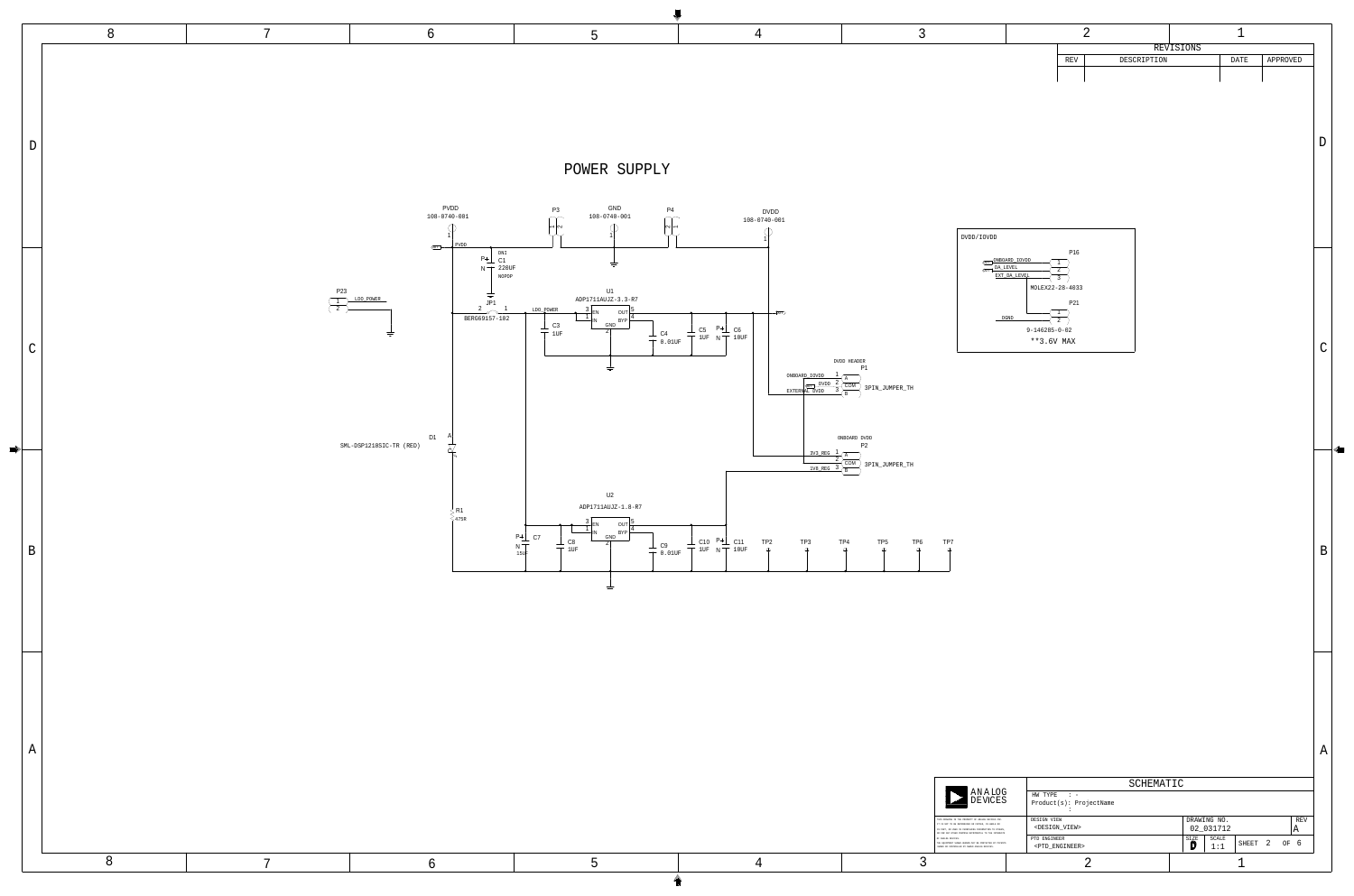# POWER SUPPLY

PVDD 108-0740-001

P3

GND 108-0740-001

P4

DVDD 108-0740-001

PVDD

C1 220UF NOPOP DNI

P23 LDO_POWER

JP1 BERG69157-102

LDO_POWER

U1 ADP1711AUJZ-3.3-R7

EN OUT BYP IN GND

C3 1UF

C4 0.01UF

C5 1UF

C6 10UF

DVDD HEADER P1

ONBOARD_IOVDD

DVDD

EXTERNAL DVDD

3PIN_JUMPER_TH

ONBOARD DVDD P2

3V3_REG

1V8_REG

3PIN_JUMPER_TH

D1 SML-DSP1210SIC-TR (RED)

R1 475R

U2 ADP1711AUJZ-1.8-R7

C7 15UF

C8 1UF

C9 0.01UF

C10 1UF

C11 10UF

TP2 TP3 TP4 TP5 TP6 TP7

DVDD/IOVDD

P16

ONBOARD_IOVDD

DA_LEVEL

EXT_DA_LEVEL

MOLEX22-28-4033

P21

DGND

9-146285-0-02

**3.6V MAX

| REVISIONS | | | |
|---|---|---|---|
| REV | DESCRIPTION | DATE | APPROVED |
| | | | |

SCHEMATIC

HW TYPE : -

Product(s): ProjectName

DESIGN VIEW <DESIGN_VIEW>

PTD ENGINEER <PTD_ENGINEER>

DRAWING NO. 02_031712

REV A

SIZE D

SCALE 1:1

SHEET 2 OF 6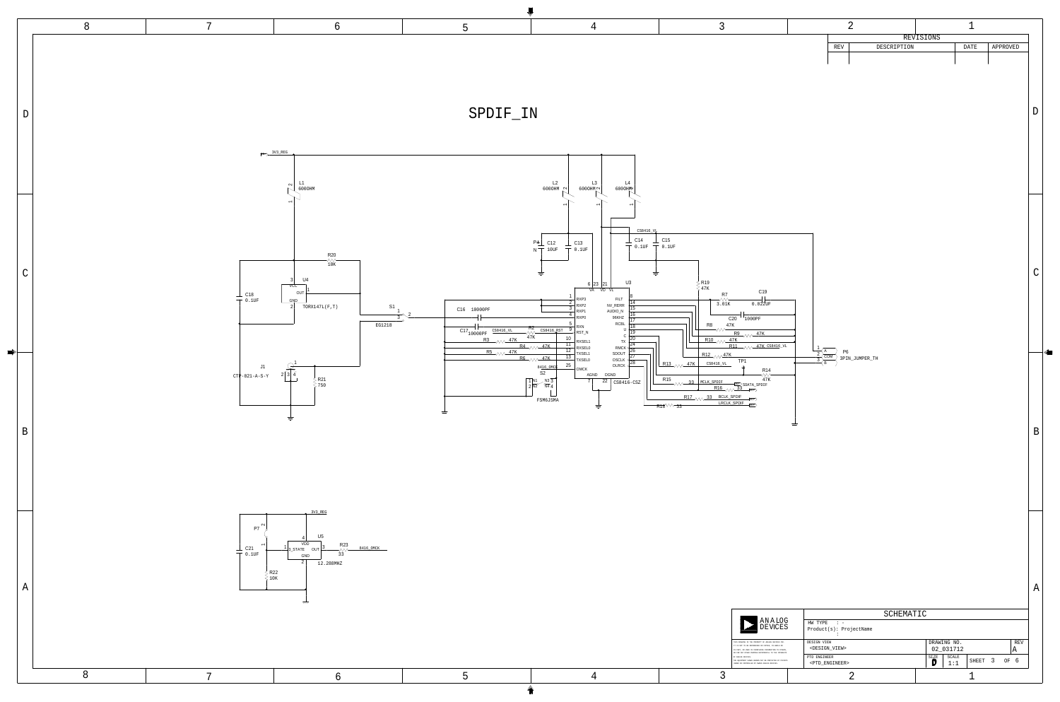# SPDIF_IN

| REV | DESCRIPTION | DATE | APPROVED |
|---|---|---|---|
| | | | |

3V3_REG

L1 600OHM

L2 600OHM

L3 600OHM

L4 600OHM

C12 10UF

C13 0.1UF

CS8416_VL

C14 0.1UF

C15 0.1UF

R20 10K

U4 TORX147L(F,T)

C18 0.1UF

S1 EG1218

C16 10000PF

C17 10000PF

R2 47K CS8416_VL CS8416_RST

R3 47K

R4 47K

R5 47K

R6 47K

8416_OMCK

S2 FSM6JSMA

U3 CS8416-CSZ

Pins: RXP3, RXP2, RXP1, RXP0, RXN, RST_N, RXSEL1, RXSEL0, TXSEL1, TXSEL0, OMCK, VA, VD, VL, AGND, DGND, FILT, NV_RERR, AUDIO_N, 96KHZ, RCBL, U, C, TX, RMCK, SDOUT, OSCLK, OLRCK

R19 47K

R7 3.01K

C19 0.022UF

C20 1000PF

R8 47K

R9 47K

R10 47K

R11 47K CS8416_VL

R12 47K

R13 47K CS8416_VL

TP1

R14 47K

R15 33 MCLK_SPDIF

R16 33 SDATA_SPDIF

R17 33 BCLK_SPDIF

R18 33 LRCLK_SPDIF

P6 3PIN_JUMPER_TH

J1 CTP-821-A-S-Y

R21 750

3V3_REG

P7

U5 12.288MHZ (VDD, 3_STATE, OUT, GND)

C21 0.1UF

R22 10K

R23 33 8416_OMCK

SCHEMATIC

HW TYPE : -

Product(s): ProjectName

DESIGN VIEW <DESIGN_VIEW>

PTD ENGINEER <PTD_ENGINEER>

DRAWING NO. 02_031712

REV A

SIZE D

SCALE 1:1

SHEET 3 OF 6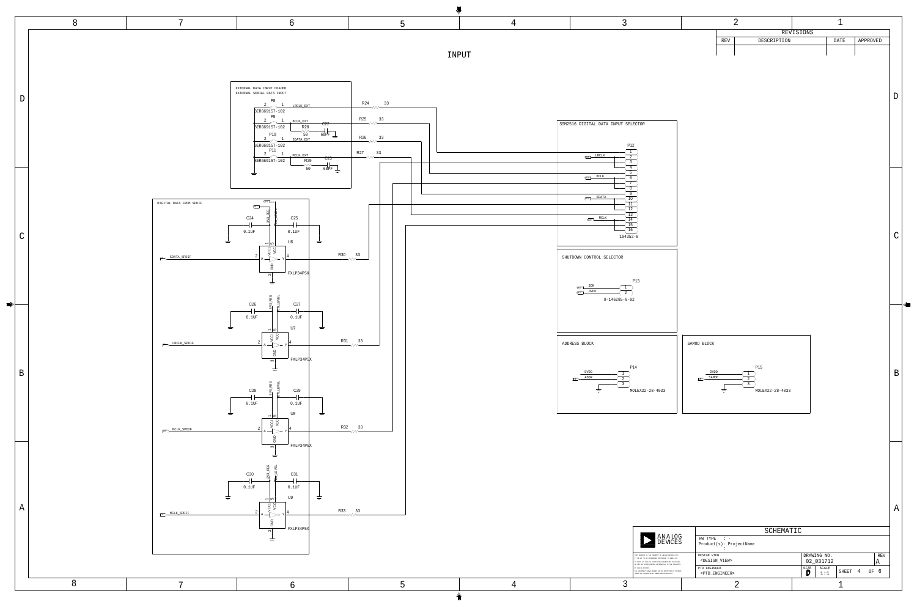# INPUT

## EXTERNAL DATA INPUT HEADER
EXTERNAL SERIAL DATA INPUT

- P8 BERG69157-102 — LRCLK_EXT — R24 33
- P9 BERG69157-102 — BCLK_EXT — R28 50, C22 68PF — R25 33
- P10 BERG69157-102 — SDATA_EXT — R26 33
- P11 BERG69157-102 — MCLK_EXT — R29 50, C23 68PF — R27 33

## DIGITAL DATA FROM SPDIF

- U6 FXLP34P5X — SDATA_SPDIF — C24 0.1UF, C25 0.1UF — 3V3_REG, VIO_LEVEL — R30 33
- U7 FXLP34P5X — LRCLK_SPDIF — C26 0.1UF, C27 0.1UF — 3V3_REG, VIO_LEVEL — R31 33
- U8 FXLP34P5X — BCLK_SPDIF — C28 0.1UF, C29 0.1UF — 3V3_REG, VIO_LEVEL — R32 33
- U9 FXLP34P5X — MCLK_SPDIF — C30 0.1UF, C31 0.1UF — 3V3_REG, VIO_LEVEL — R33 33

## SSM2516 DIGITAL DATA INPUT SELECTOR

P12 104352-8

- LRCLK — pins 1–4
- BCLK — pins 5–8
- SDATA — pins 9–12
- MCLK — pins 13–16

## SHUTDOWN CONTROL SELECTOR

P13 9-146285-0-02

- SDN — 1
- DVDD — 2

## ADDRESS BLOCK

P14 MOLEX22-28-4033

- DVDD — 1
- ADDR — 2
- GND — 3

## SAMOD BLOCK

P15 MOLEX22-28-4033

- DVDD — 1
- SAMOD — 2
- GND — 3

| REVISIONS | | | |
|---|---|---|---|
| REV | DESCRIPTION | DATE | APPROVED |

ANALOG DEVICES

SCHEMATIC

HW TYPE : -
Product(s): ProjectName

| DESIGN VIEW | DRAWING NO. | REV |
|---|---|---|
| <DESIGN_VIEW> | 02_031712 | A |
| PTD ENGINEER | SIZE D / SCALE 1:1 | SHEET 4 OF 6 |
| <PTD_ENGINEER> | | |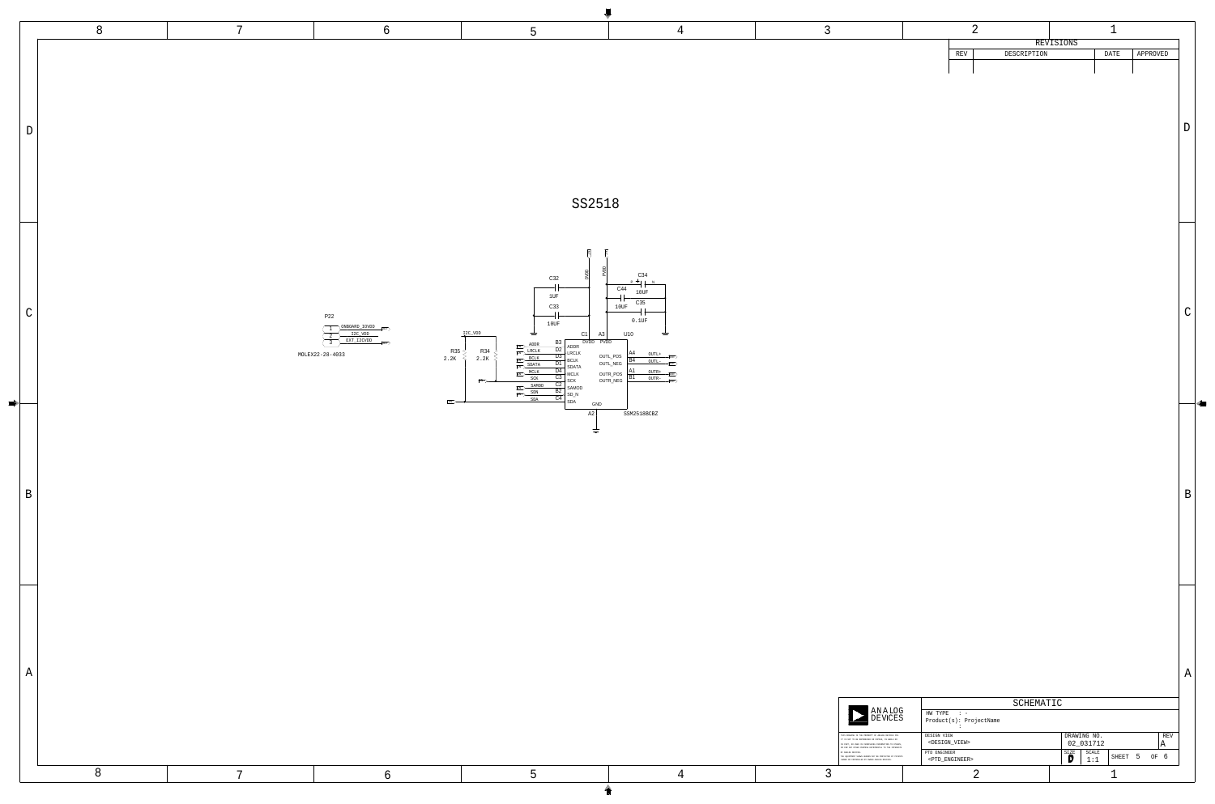# SS2518

REVISIONS

| REV | DESCRIPTION | DATE | APPROVED |
|---|---|---|---|
| | | | |

P22

1 ONBOARD_IOVDD
2 I2C_VDD
3 EXT_I2CVDD

MOLEX22-28-4033

I2C_VDD

R35 2.2K

R34 2.2K

C32 1UF

C33 10UF

DVDD

PVDD

C34 10UF

C44 10UF

C35 0.1UF

U10

| Pin | Signal | Function |
|---|---|---|
| C1 | DVDD | |
| A3 | PVDD | |
| B3 | ADDR | ADDR |
| D2 | LRCLK | LRCLK |
| D3 | BCLK | BCLK |
| D1 | SDATA | SDATA |
| D4 | MCLK | MCLK |
| C3 | SCK | SCK |
| C2 | SAMODE | SAMODE |
| B2 | SDN | SD_N |
| C4 | SDA | SDA |
| A4 | OUTL+ | OUTL_POS |
| B4 | OUTL- | OUTL_NEG |
| A1 | OUTR+ | OUTR_POS |
| B1 | OUTR- | OUTR_NEG |
| A2 | GND | GND |

SSM2518BCBZ

ANALOG DEVICES

SCHEMATIC

HW TYPE : -
Product(s): ProjectName

DESIGN VIEW <DESIGN_VIEW>

PTD ENGINEER <PTD_ENGINEER>

DRAWING NO. 02_031712

REV A

SIZE D

SCALE 1:1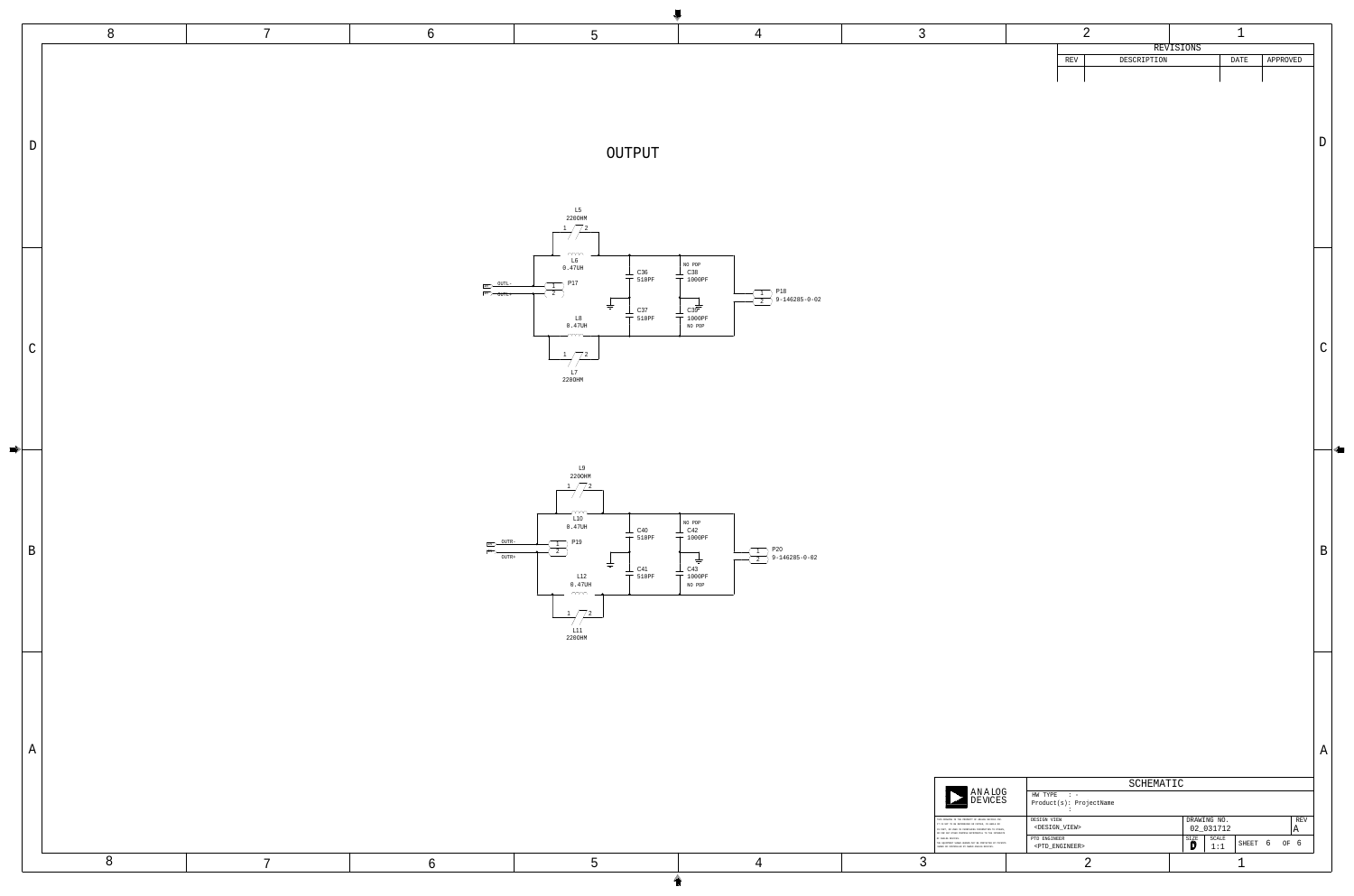# OUTPUT

L5
220OHM

L6
0.47UH

OUTL-
OUTL+
P17

C36
510PF

NO POP
C38
1000PF

P18
9-146285-0-02

C37
510PF

C39
1000PF
NO POP

L8
0.47UH

L7
220OHM

L9
220OHM

L10
0.47UH

OUTR-
OUTR+
P19

C40
510PF

NO POP
C42
1000PF

P20
9-146285-0-02

C41
510PF

C43
1000PF
NO POP

L12
0.47UH

L11
220OHM

| REVISIONS | | | |
|---|---|---|---|
| REV | DESCRIPTION | DATE | APPROVED |
| | | | |

ANALOG DEVICES

SCHEMATIC

HW TYPE : -
Product(s): ProjectName

DESIGN VIEW
<DESIGN_VIEW>

PTD ENGINEER
<PTD_ENGINEER>

DRAWING NO.
02_031712

REV
A

SIZE
D

SCALE
1:1

SHEET 6 OF 6